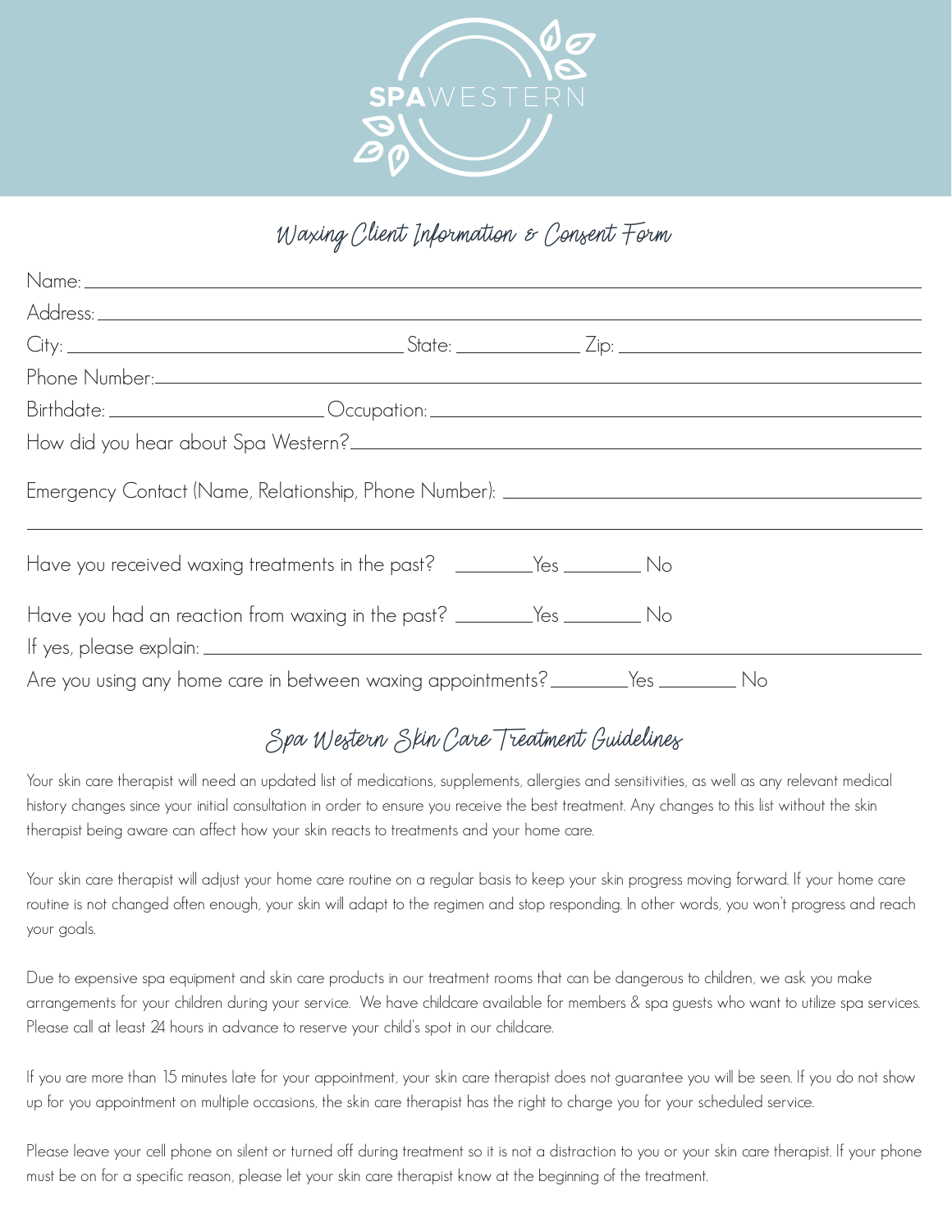SPAWESTERN

# Waxing Client Information & Consent Form

Name: ____________________________________________

Address: ____________________________________________

City: ____________________ State: __________ Zip: ____________________

Phone Number: ____________________________________________

Birthdate: ____________________ Occupation: ____________________

How did you hear about Spa Western? ____________________________________________

Emergency Contact (Name, Relationship, Phone Number): ____________________________________________

____________________________________________

Have you received waxing treatments in the past? ________Yes ________ No

Have you had an reaction from waxing in the past? ________Yes ________ No

If yes, please explain: ____________________________________________

Are you using any home care in between waxing appointments? ________Yes ________ No

## Spa Western Skin Care Treatment Guidelines

Your skin care therapist will need an updated list of medications, supplements, allergies and sensitivities, as well as any relevant medical history changes since your initial consultation in order to ensure you receive the best treatment. Any changes to this list without the skin therapist being aware can affect how your skin reacts to treatments and your home care.

Your skin care therapist will adjust your home care routine on a regular basis to keep your skin progress moving forward. If your home care routine is not changed often enough, your skin will adapt to the regimen and stop responding. In other words, you won't progress and reach your goals.

Due to expensive spa equipment and skin care products in our treatment rooms that can be dangerous to children, we ask you make arrangements for your children during your service. We have childcare available for members & spa guests who want to utilize spa services. Please call at least 24 hours in advance to reserve your child's spot in our childcare.

If you are more than 15 minutes late for your appointment, your skin care therapist does not guarantee you will be seen. If you do not show up for you appointment on multiple occasions, the skin care therapist has the right to charge you for your scheduled service.

Please leave your cell phone on silent or turned off during treatment so it is not a distraction to you or your skin care therapist. If your phone must be on for a specific reason, please let your skin care therapist know at the beginning of the treatment.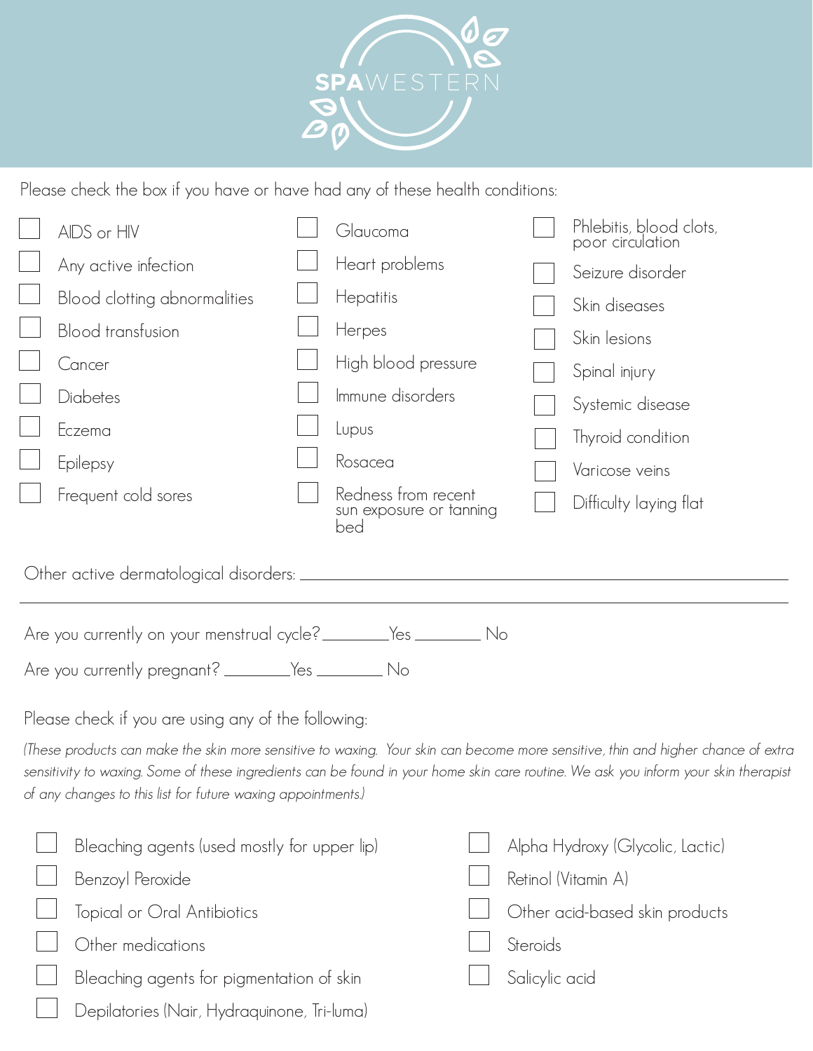# SPA WESTERN

Please check the box if you have or have had any of these health conditions:

- ☐ AIDS or HIV
- ☐ Any active infection
- ☐ Blood clotting abnormalities
- ☐ Blood transfusion
- ☐ Cancer
- ☐ Diabetes
- ☐ Eczema
- ☐ Epilepsy
- ☐ Frequent cold sores
- ☐ Glaucoma
- ☐ Heart problems
- ☐ Hepatitis
- ☐ Herpes
- ☐ High blood pressure
- ☐ Immune disorders
- ☐ Lupus
- ☐ Rosacea
- ☐ Redness from recent sun exposure or tanning bed
- ☐ Phlebitis, blood clots, poor circulation
- ☐ Seizure disorder
- ☐ Skin diseases
- ☐ Skin lesions
- ☐ Spinal injury
- ☐ Systemic disease
- ☐ Thyroid condition
- ☐ Varicose veins
- ☐ Difficulty laying flat

Other active dermatological disorders: ______________________________________________

______________________________________________________________________

Are you currently on your menstrual cycle? ________Yes ________ No

Are you currently pregnant? ________Yes ________ No

Please check if you are using any of the following:

*(These products can make the skin more sensitive to waxing. Your skin can become more sensitive, thin and higher chance of extra sensitivity to waxing. Some of these ingredients can be found in your home skin care routine. We ask you inform your skin therapist of any changes to this list for future waxing appointments.)*

- ☐ Bleaching agents (used mostly for upper lip)
- ☐ Benzoyl Peroxide
- ☐ Topical or Oral Antibiotics
- ☐ Other medications
- ☐ Bleaching agents for pigmentation of skin
- ☐ Depilatories (Nair, Hydraquinone, Tri-luma)
- ☐ Alpha Hydroxy (Glycolic, Lactic)
- ☐ Retinol (Vitamin A)
- ☐ Other acid-based skin products
- ☐ Steroids
- ☐ Salicylic acid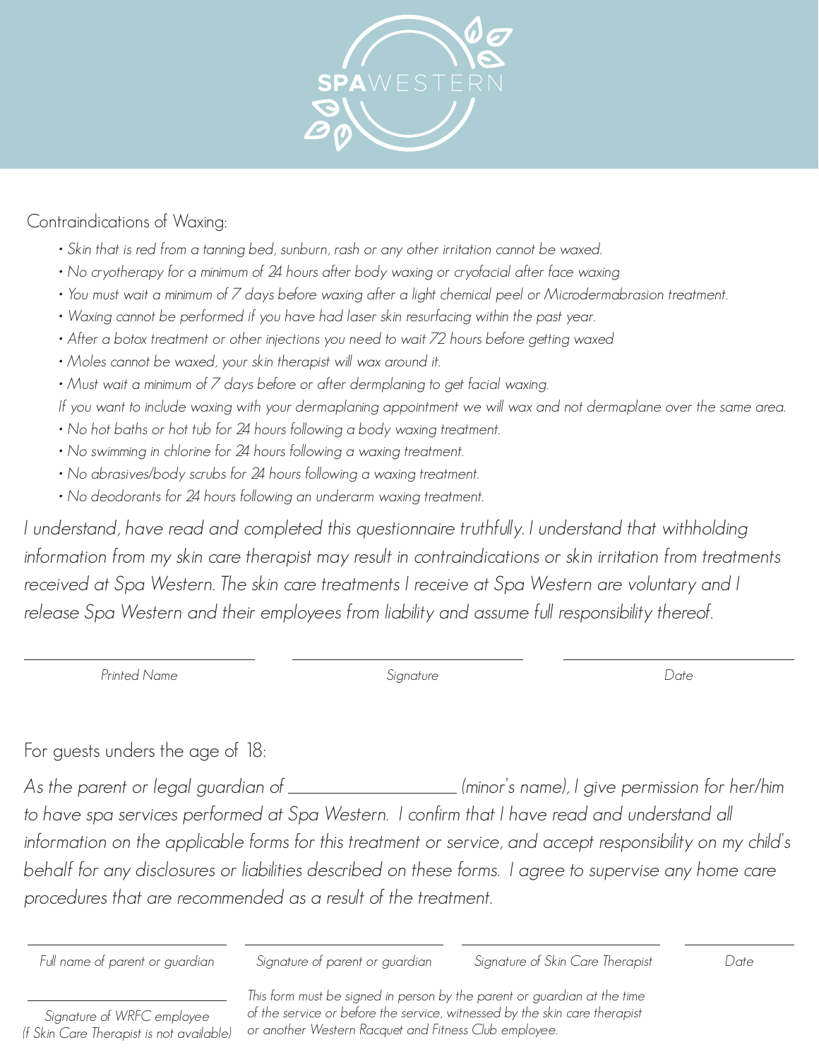SPA WESTERN

Contraindications of Waxing:

- *Skin that is red from a tanning bed, sunburn, rash or any other irritation cannot be waxed.*
- *No cryotherapy for a minimum of 24 hours after body waxing or cryofacial after face waxing*
- *You must wait a minimum of 7 days before waxing after a light chemical peel or Microdermabrasion treatment.*
- *Waxing cannot be performed if you have had laser skin resurfacing within the past year.*
- *After a botox treatment or other injections you need to wait 72 hours before getting waxed*
- *Moles cannot be waxed, your skin therapist will wax around it.*
- *Must wait a minimum of 7 days before or after dermplaning to get facial waxing.*
  *If you want to include waxing with your dermaplaning appointment we will wax and not dermaplane over the same area.*
- *No hot baths or hot tub for 24 hours following a body waxing treatment.*
- *No swimming in chlorine for 24 hours following a waxing treatment.*
- *No abrasives/body scrubs for 24 hours following a waxing treatment.*
- *No deodorants for 24 hours following an underarm waxing treatment.*

*I understand, have read and completed this questionnaire truthfully. I understand that withholding information from my skin care therapist may result in contraindications or skin irritation from treatments received at Spa Western. The skin care treatments I receive at Spa Western are voluntary and I release Spa Western and their employees from liability and assume full responsibility thereof.*

| _________________ | _________________ | _________________ |
|---|---|---|
| *Printed Name* | *Signature* | *Date* |

For guests unders the age of 18:

*As the parent or legal guardian of \_\_\_\_\_\_\_\_\_\_\_\_\_\_\_\_\_\_\_\_ (minor's name), I give permission for her/him to have spa services performed at Spa Western. I confirm that I have read and understand all information on the applicable forms for this treatment or service, and accept responsibility on my child's behalf for any disclosures or liabilities described on these forms. I agree to supervise any home care procedures that are recommended as a result of the treatment.*

| _________________ | _________________ | _________________ | _________________ |
|---|---|---|---|
| *Full name of parent or guardian* | *Signature of parent or guardian* | *Signature of Skin Care Therapist* | *Date* |

\_\_\_\_\_\_\_\_\_\_\_\_\_\_\_\_\_\_\_\_

*Signature of WRFC employee (If Skin Care Therapist is not available)*

*This form must be signed in person by the parent or guardian at the time of the service or before the service, witnessed by the skin care therapist or another Western Racquet and Fitness Club employee.*